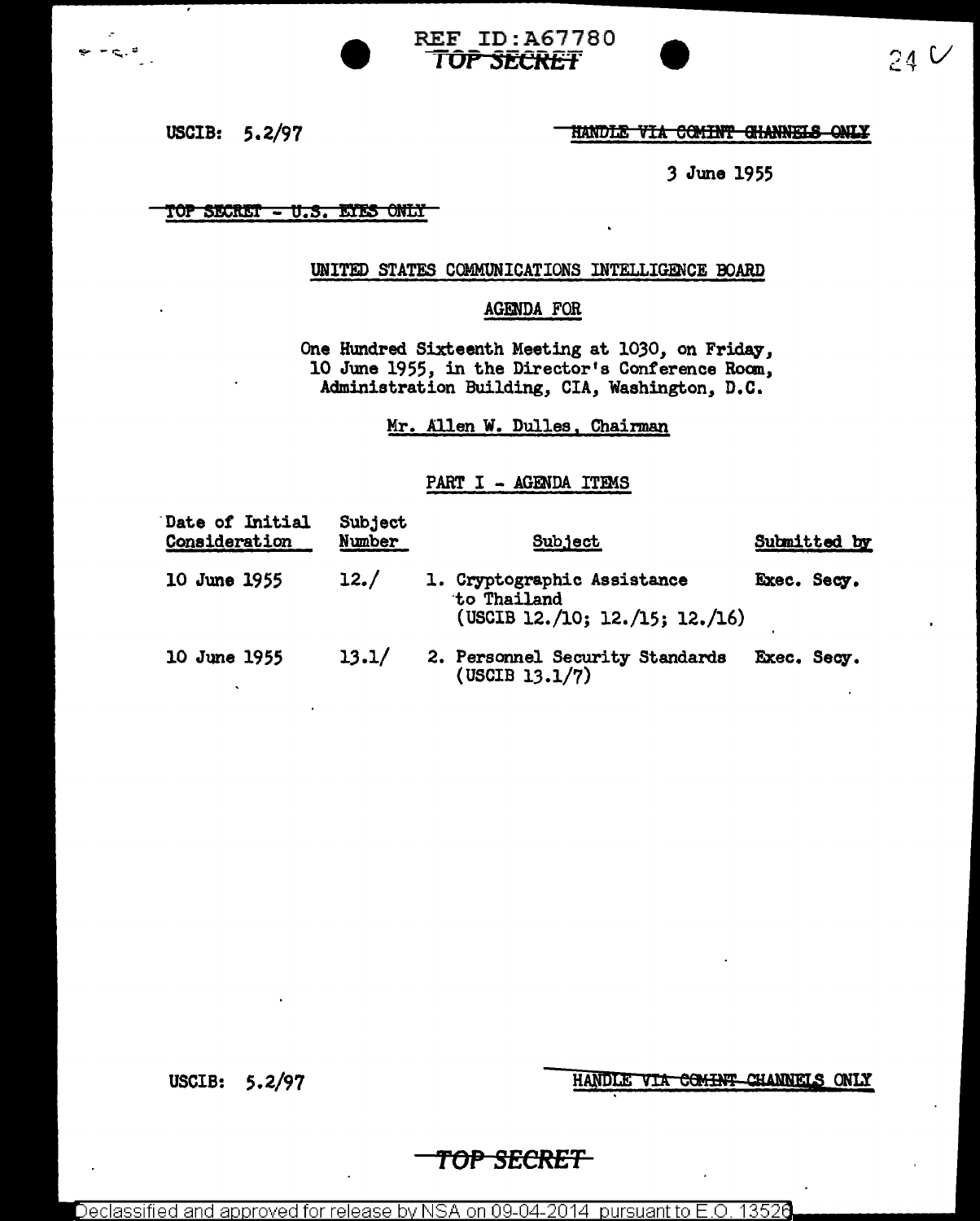REF ID:A67780

TOP SECRET

USCIB: 5.2/97

HANDLE VIA COMINT CHANNELS ONLY

3 June 1955

TOP SECRET - U.S. EYES ONLY

## UNITED STATES COMMUNICATIONS INTELLIGENCE BOARD

### AGENDA FOR

One Hundred Sixteenth Meeting at 1030, on Friday, 10 June 1955, in the Director's Conference Room, Administration Building, CIA, Washington, D.C.

Mr. Allen W. Dulles, Chairman

### PART I - AGENDA ITEMS

| Date of Initial Consideration | Subject Number | Subject | Submitted by |
|---|---|---|---|
| 10 June 1955 | 12./ | 1. Cryptographic Assistance to Thailand (USCIB 12./10; 12./15; 12./16) | Exec. Secy. |
| 10 June 1955 | 13.1/ | 2. Personnel Security Standards (USCIB 13.1/7) | Exec. Secy. |

USCIB: 5.2/97

HANDLE VIA COMINT CHANNELS ONLY

TOP SECRET

Declassified and approved for release by NSA on 09-04-2014 pursuant to E.O. 13526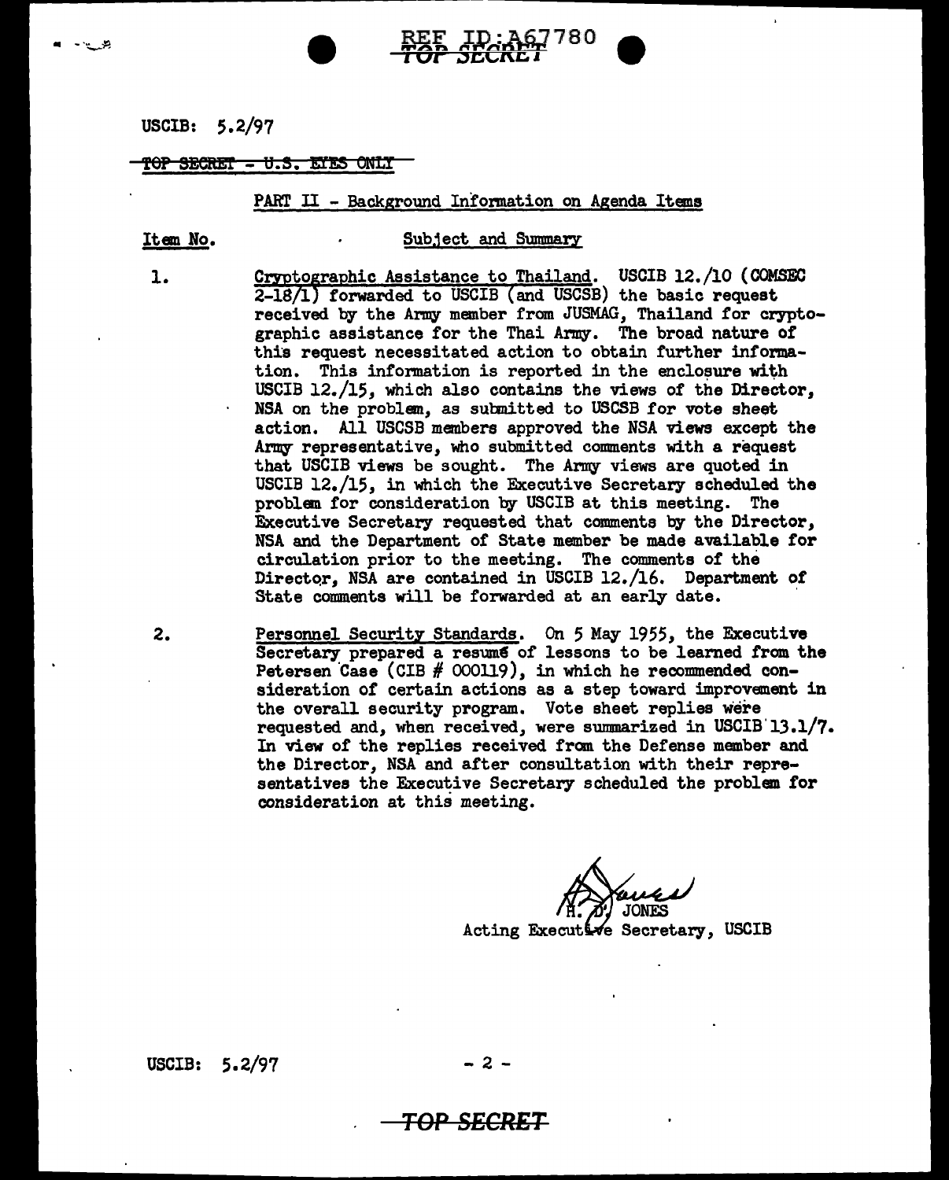USCIB: 5.2/97

~~TOP SECRET - U.S. EYES ONLY~~

PART II - Background Information on Agenda Items

Item No. Subject and Summary

1. Cryptographic Assistance to Thailand. USCIB 12./10 (COMSEC 2-18/1) forwarded to USCIB (and USCSB) the basic request received by the Army member from JUSMAG, Thailand for cryptographic assistance for the Thai Army. The broad nature of this request necessitated action to obtain further information. This information is reported in the enclosure with USCIB 12./15, which also contains the views of the Director, NSA on the problem, as submitted to USCSB for vote sheet action. All USCSB members approved the NSA views except the Army representative, who submitted comments with a request that USCIB views be sought. The Army views are quoted in USCIB 12./15, in which the Executive Secretary scheduled the problem for consideration by USCIB at this meeting. The Executive Secretary requested that comments by the Director, NSA and the Department of State member be made available for circulation prior to the meeting. The comments of the Director, NSA are contained in USCIB 12./16. Department of State comments will be forwarded at an early date.

2. Personnel Security Standards. On 5 May 1955, the Executive Secretary prepared a resumé of lessons to be learned from the Petersen Case (CIB # 000119), in which he recommended consideration of certain actions as a step toward improvement in the overall security program. Vote sheet replies were requested and, when received, were summarized in USCIB 13.1/7. In view of the replies received from the Defense member and the Director, NSA and after consultation with their representatives the Executive Secretary scheduled the problem for consideration at this meeting.

H. D. JONES
Acting Executive Secretary, USCIB

USCIB: 5.2/97

TOP SECRET